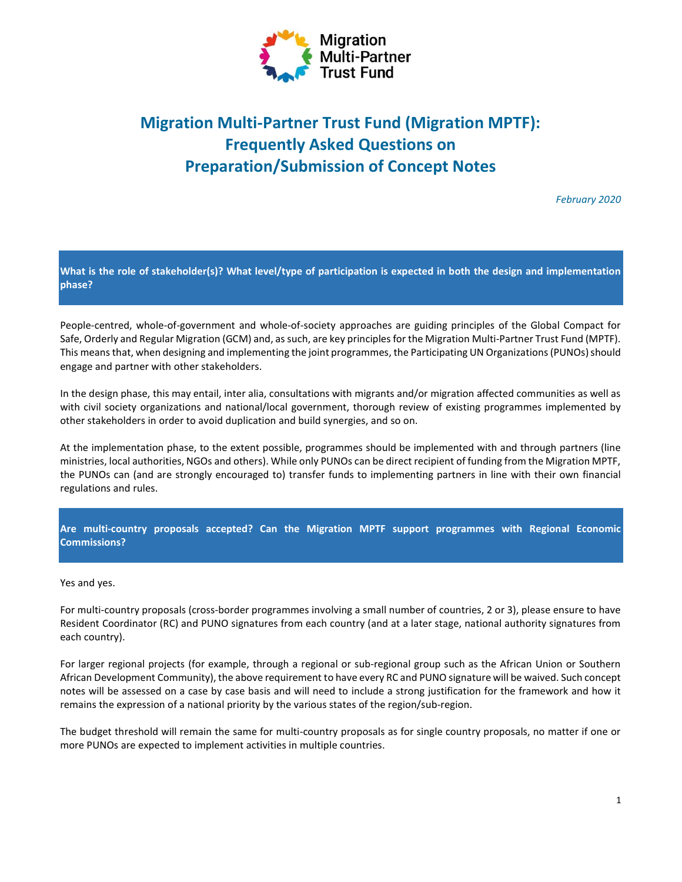Migration Multi-Partner Trust Fund

# Migration Multi-Partner Trust Fund (Migration MPTF): Frequently Asked Questions on Preparation/Submission of Concept Notes

*February 2020*

**What is the role of stakeholder(s)? What level/type of participation is expected in both the design and implementation phase?**

People-centred, whole-of-government and whole-of-society approaches are guiding principles of the Global Compact for Safe, Orderly and Regular Migration (GCM) and, as such, are key principles for the Migration Multi-Partner Trust Fund (MPTF). This means that, when designing and implementing the joint programmes, the Participating UN Organizations (PUNOs) should engage and partner with other stakeholders.

In the design phase, this may entail, inter alia, consultations with migrants and/or migration affected communities as well as with civil society organizations and national/local government, thorough review of existing programmes implemented by other stakeholders in order to avoid duplication and build synergies, and so on.

At the implementation phase, to the extent possible, programmes should be implemented with and through partners (line ministries, local authorities, NGOs and others). While only PUNOs can be direct recipient of funding from the Migration MPTF, the PUNOs can (and are strongly encouraged to) transfer funds to implementing partners in line with their own financial regulations and rules.

**Are multi-country proposals accepted? Can the Migration MPTF support programmes with Regional Economic Commissions?**

Yes and yes.

For multi-country proposals (cross-border programmes involving a small number of countries, 2 or 3), please ensure to have Resident Coordinator (RC) and PUNO signatures from each country (and at a later stage, national authority signatures from each country).

For larger regional projects (for example, through a regional or sub-regional group such as the African Union or Southern African Development Community), the above requirement to have every RC and PUNO signature will be waived. Such concept notes will be assessed on a case by case basis and will need to include a strong justification for the framework and how it remains the expression of a national priority by the various states of the region/sub-region.

The budget threshold will remain the same for multi-country proposals as for single country proposals, no matter if one or more PUNOs are expected to implement activities in multiple countries.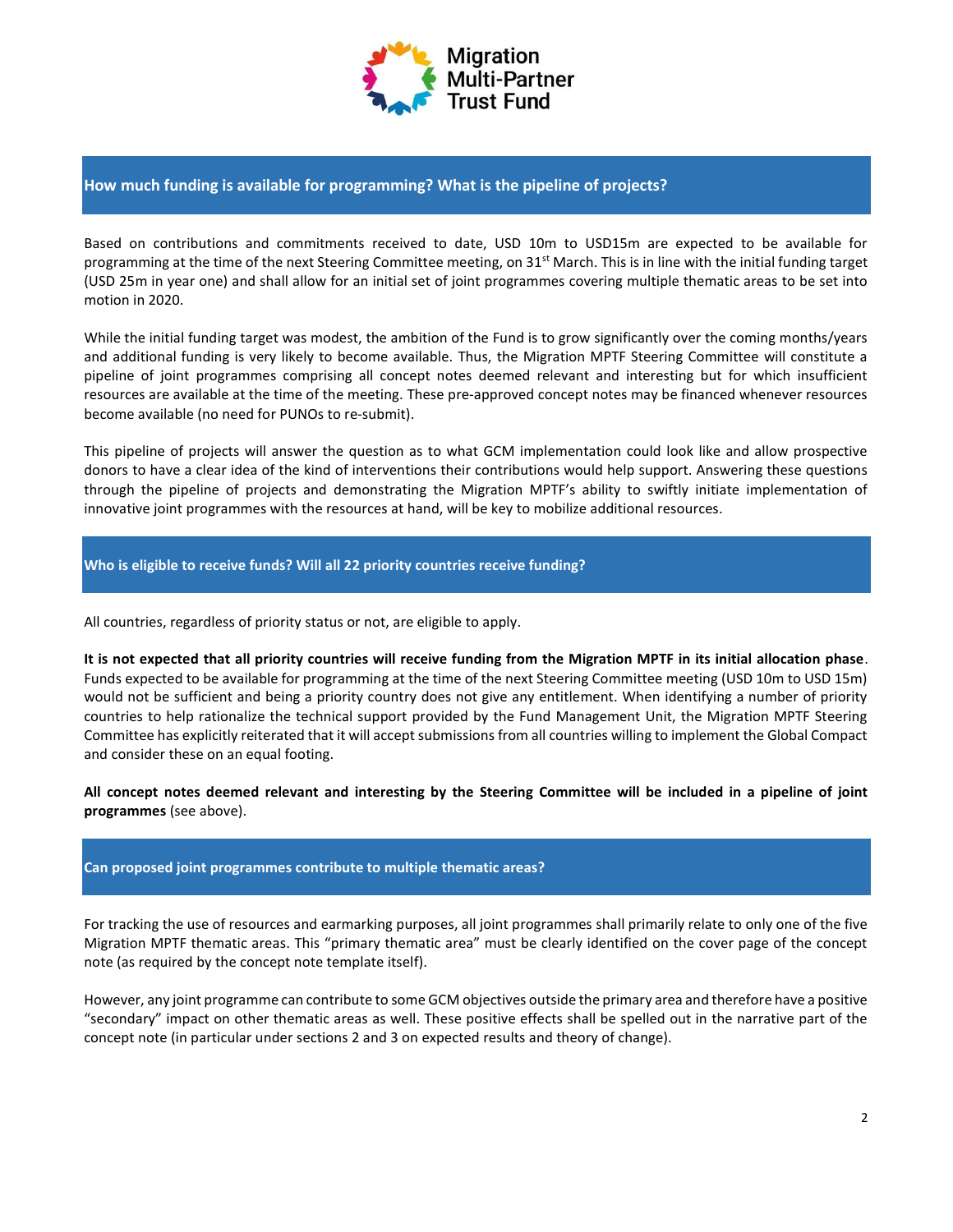## How much funding is available for programming? What is the pipeline of projects?

Based on contributions and commitments received to date, USD 10m to USD15m are expected to be available for programming at the time of the next Steering Committee meeting, on 31st March. This is in line with the initial funding target (USD 25m in year one) and shall allow for an initial set of joint programmes covering multiple thematic areas to be set into motion in 2020.

While the initial funding target was modest, the ambition of the Fund is to grow significantly over the coming months/years and additional funding is very likely to become available. Thus, the Migration MPTF Steering Committee will constitute a pipeline of joint programmes comprising all concept notes deemed relevant and interesting but for which insufficient resources are available at the time of the meeting. These pre-approved concept notes may be financed whenever resources become available (no need for PUNOs to re-submit).

This pipeline of projects will answer the question as to what GCM implementation could look like and allow prospective donors to have a clear idea of the kind of interventions their contributions would help support. Answering these questions through the pipeline of projects and demonstrating the Migration MPTF's ability to swiftly initiate implementation of innovative joint programmes with the resources at hand, will be key to mobilize additional resources.

## Who is eligible to receive funds? Will all 22 priority countries receive funding?

All countries, regardless of priority status or not, are eligible to apply.

**It is not expected that all priority countries will receive funding from the Migration MPTF in its initial allocation phase**. Funds expected to be available for programming at the time of the next Steering Committee meeting (USD 10m to USD 15m) would not be sufficient and being a priority country does not give any entitlement. When identifying a number of priority countries to help rationalize the technical support provided by the Fund Management Unit, the Migration MPTF Steering Committee has explicitly reiterated that it will accept submissions from all countries willing to implement the Global Compact and consider these on an equal footing.

**All concept notes deemed relevant and interesting by the Steering Committee will be included in a pipeline of joint programmes** (see above).

## Can proposed joint programmes contribute to multiple thematic areas?

For tracking the use of resources and earmarking purposes, all joint programmes shall primarily relate to only one of the five Migration MPTF thematic areas. This "primary thematic area" must be clearly identified on the cover page of the concept note (as required by the concept note template itself).

However, any joint programme can contribute to some GCM objectives outside the primary area and therefore have a positive "secondary" impact on other thematic areas as well. These positive effects shall be spelled out in the narrative part of the concept note (in particular under sections 2 and 3 on expected results and theory of change).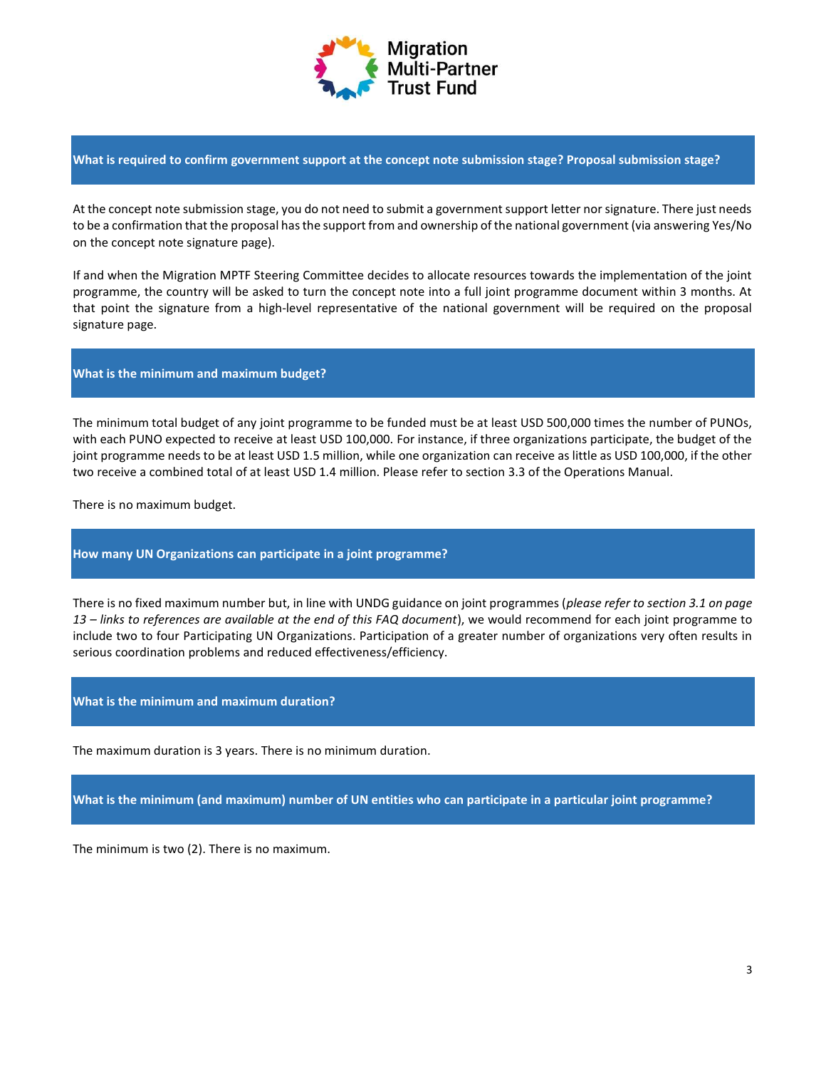### What is required to confirm government support at the concept note submission stage? Proposal submission stage?

At the concept note submission stage, you do not need to submit a government support letter nor signature. There just needs to be a confirmation that the proposal has the support from and ownership of the national government (via answering Yes/No on the concept note signature page).

If and when the Migration MPTF Steering Committee decides to allocate resources towards the implementation of the joint programme, the country will be asked to turn the concept note into a full joint programme document within 3 months. At that point the signature from a high-level representative of the national government will be required on the proposal signature page.

### What is the minimum and maximum budget?

The minimum total budget of any joint programme to be funded must be at least USD 500,000 times the number of PUNOs, with each PUNO expected to receive at least USD 100,000. For instance, if three organizations participate, the budget of the joint programme needs to be at least USD 1.5 million, while one organization can receive as little as USD 100,000, if the other two receive a combined total of at least USD 1.4 million. Please refer to section 3.3 of the Operations Manual.

There is no maximum budget.

### How many UN Organizations can participate in a joint programme?

There is no fixed maximum number but, in line with UNDG guidance on joint programmes (*please refer to section 3.1 on page 13 – links to references are available at the end of this FAQ document*), we would recommend for each joint programme to include two to four Participating UN Organizations. Participation of a greater number of organizations very often results in serious coordination problems and reduced effectiveness/efficiency.

### What is the minimum and maximum duration?

The maximum duration is 3 years. There is no minimum duration.

### What is the minimum (and maximum) number of UN entities who can participate in a particular joint programme?

The minimum is two (2). There is no maximum.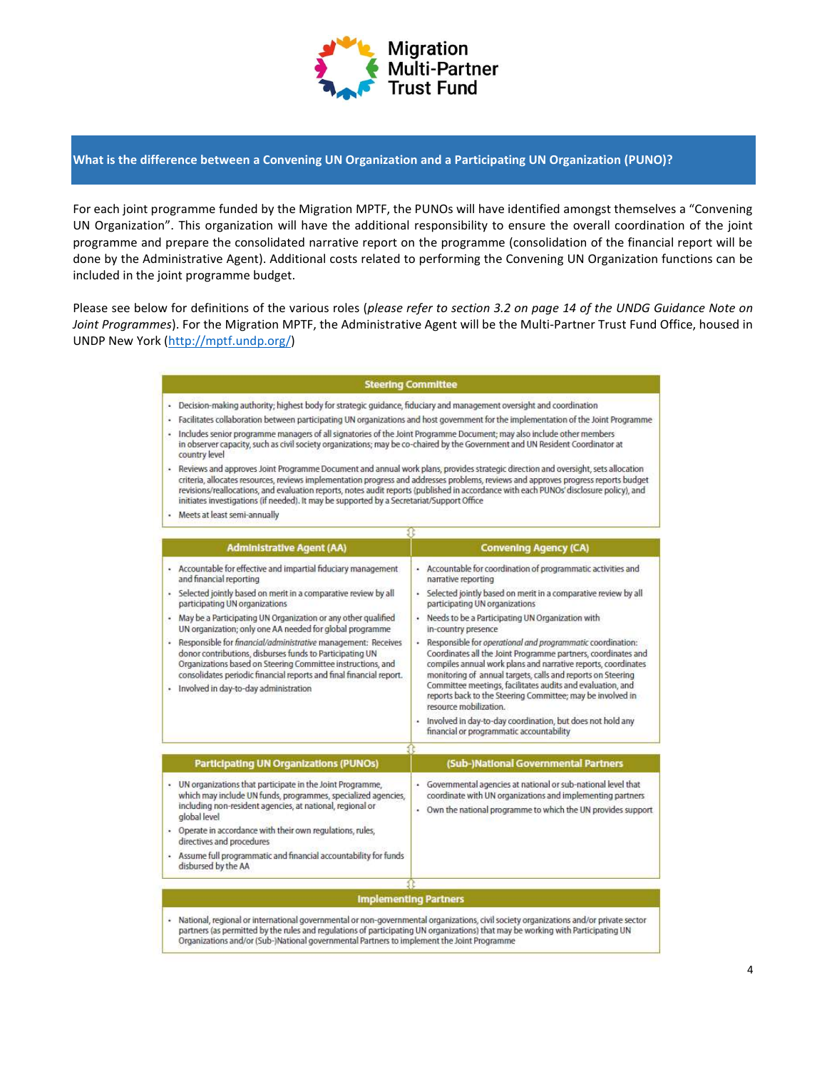## What is the difference between a Convening UN Organization and a Participating UN Organization (PUNO)?

For each joint programme funded by the Migration MPTF, the PUNOs will have identified amongst themselves a "Convening UN Organization". This organization will have the additional responsibility to ensure the overall coordination of the joint programme and prepare the consolidated narrative report on the programme (consolidation of the financial report will be done by the Administrative Agent). Additional costs related to performing the Convening UN Organization functions can be included in the joint programme budget.

Please see below for definitions of the various roles (*please refer to section 3.2 on page 14 of the UNDG Guidance Note on Joint Programmes*). For the Migration MPTF, the Administrative Agent will be the Multi-Partner Trust Fund Office, housed in UNDP New York (http://mptf.undp.org/)

### Steering Committee

- Decision-making authority; highest body for strategic guidance, fiduciary and management oversight and coordination
- Facilitates collaboration between participating UN organizations and host government for the implementation of the Joint Programme
- Includes senior programme managers of all signatories of the Joint Programme Document; may also include other members in observer capacity, such as civil society organizations; may be co-chaired by the Government and UN Resident Coordinator at country level
- Reviews and approves Joint Programme Document and annual work plans, provides strategic direction and oversight, sets allocation criteria, allocates resources, reviews implementation progress and addresses problems, reviews and approves progress reports budget revisions/reallocations, and evaluation reports, notes audit reports (published in accordance with each PUNOs' disclosure policy), and initiates investigations (if needed). It may be supported by a Secretariat/Support Office
- Meets at least semi-annually

| Administrative Agent (AA) | Convening Agency (CA) |
|---|---|
| • Accountable for effective and impartial fiduciary management and financial reporting<br>• Selected jointly based on merit in a comparative review by all participating UN organizations<br>• May be a Participating UN Organization or any other qualified UN organization; only one AA needed for global programme<br>• Responsible for *financial/administrative* management: Receives donor contributions, disburses funds to Participating UN Organizations based on Steering Committee instructions, and consolidates periodic financial reports and final financial report.<br>• Involved in day-to-day administration | • Accountable for coordination of programmatic activities and narrative reporting<br>• Selected jointly based on merit in a comparative review by all participating UN organizations<br>• Needs to be a Participating UN Organization with in-country presence<br>• Responsible for *operational and programmatic* coordination: Coordinates all the Joint Programme partners, coordinates and compiles annual work plans and narrative reports, coordinates monitoring of annual targets, calls and reports on Steering Committee meetings, facilitates audits and evaluation, and reports back to the Steering Committee; may be involved in resource mobilization.<br>• Involved in day-to-day coordination, but does not hold any financial or programmatic accountability |

| Participating UN Organizations (PUNOs) | (Sub-)National Governmental Partners |
|---|---|
| • UN organizations that participate in the Joint Programme, which may include UN funds, programmes, specialized agencies, including non-resident agencies, at national, regional or global level<br>• Operate in accordance with their own regulations, rules, directives and procedures<br>• Assume full programmatic and financial accountability for funds disbursed by the AA | • Governmental agencies at national or sub-national level that coordinate with UN organizations and implementing partners<br>• Own the national programme to which the UN provides support |

### Implementing Partners

- National, regional or international governmental or non-governmental organizations, civil society organizations and/or private sector partners (as permitted by the rules and regulations of participating UN organizations) that may be working with Participating UN Organizations and/or (Sub-)National governmental Partners to implement the Joint Programme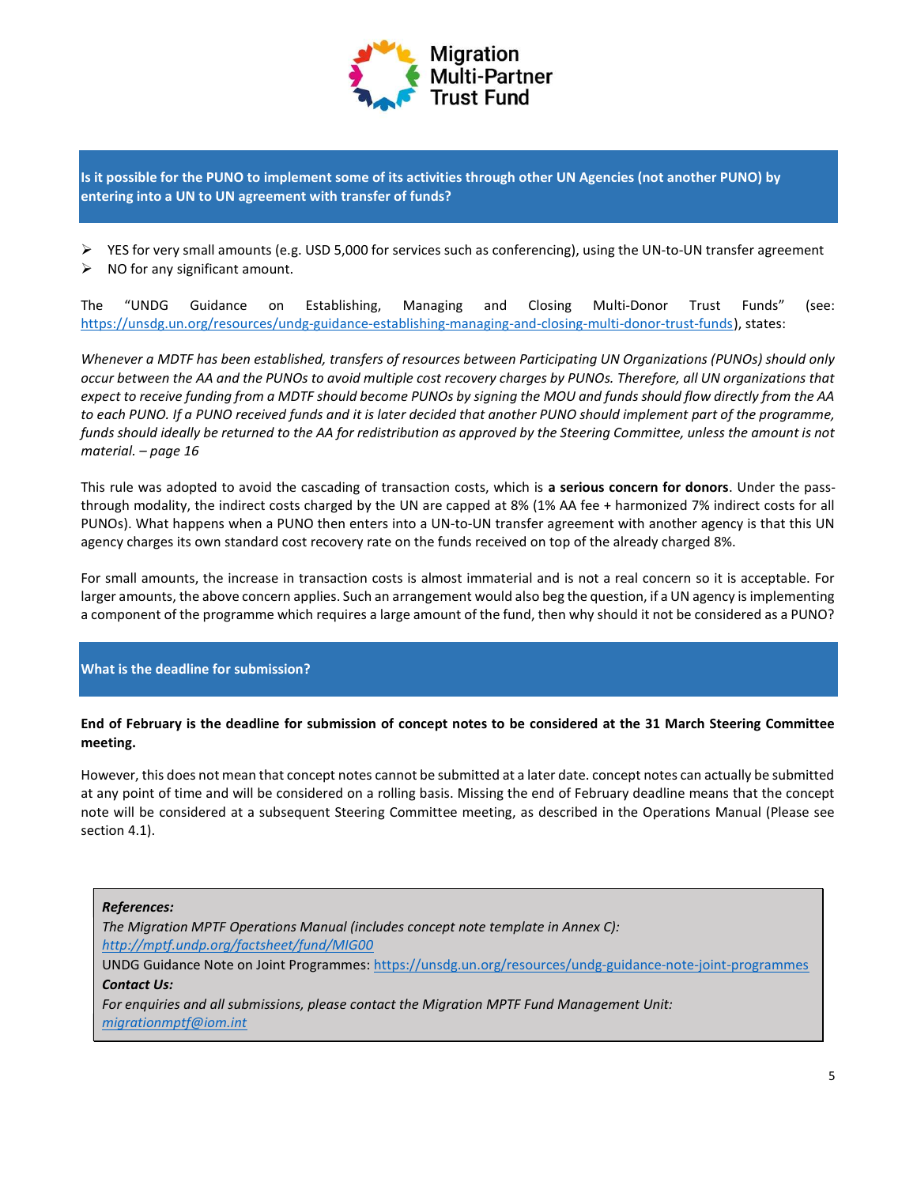### Is it possible for the PUNO to implement some of its activities through other UN Agencies (not another PUNO) by entering into a UN to UN agreement with transfer of funds?

- YES for very small amounts (e.g. USD 5,000 for services such as conferencing), using the UN-to-UN transfer agreement
- NO for any significant amount.

The "UNDG Guidance on Establishing, Managing and Closing Multi-Donor Trust Funds" (see: https://unsdg.un.org/resources/undg-guidance-establishing-managing-and-closing-multi-donor-trust-funds), states:

*Whenever a MDTF has been established, transfers of resources between Participating UN Organizations (PUNOs) should only occur between the AA and the PUNOs to avoid multiple cost recovery charges by PUNOs. Therefore, all UN organizations that expect to receive funding from a MDTF should become PUNOs by signing the MOU and funds should flow directly from the AA to each PUNO. If a PUNO received funds and it is later decided that another PUNO should implement part of the programme, funds should ideally be returned to the AA for redistribution as approved by the Steering Committee, unless the amount is not material. – page 16*

This rule was adopted to avoid the cascading of transaction costs, which is **a serious concern for donors**. Under the pass-through modality, the indirect costs charged by the UN are capped at 8% (1% AA fee + harmonized 7% indirect costs for all PUNOs). What happens when a PUNO then enters into a UN-to-UN transfer agreement with another agency is that this UN agency charges its own standard cost recovery rate on the funds received on top of the already charged 8%.

For small amounts, the increase in transaction costs is almost immaterial and is not a real concern so it is acceptable. For larger amounts, the above concern applies. Such an arrangement would also beg the question, if a UN agency is implementing a component of the programme which requires a large amount of the fund, then why should it not be considered as a PUNO?

### What is the deadline for submission?

**End of February is the deadline for submission of concept notes to be considered at the 31 March Steering Committee meeting.**

However, this does not mean that concept notes cannot be submitted at a later date. concept notes can actually be submitted at any point of time and will be considered on a rolling basis. Missing the end of February deadline means that the concept note will be considered at a subsequent Steering Committee meeting, as described in the Operations Manual (Please see section 4.1).

***References:***
*The Migration MPTF Operations Manual (includes concept note template in Annex C):*
*http://mptf.undp.org/factsheet/fund/MIG00*
UNDG Guidance Note on Joint Programmes: https://unsdg.un.org/resources/undg-guidance-note-joint-programmes
***Contact Us:***
*For enquiries and all submissions, please contact the Migration MPTF Fund Management Unit:*
*migrationmptf@iom.int*